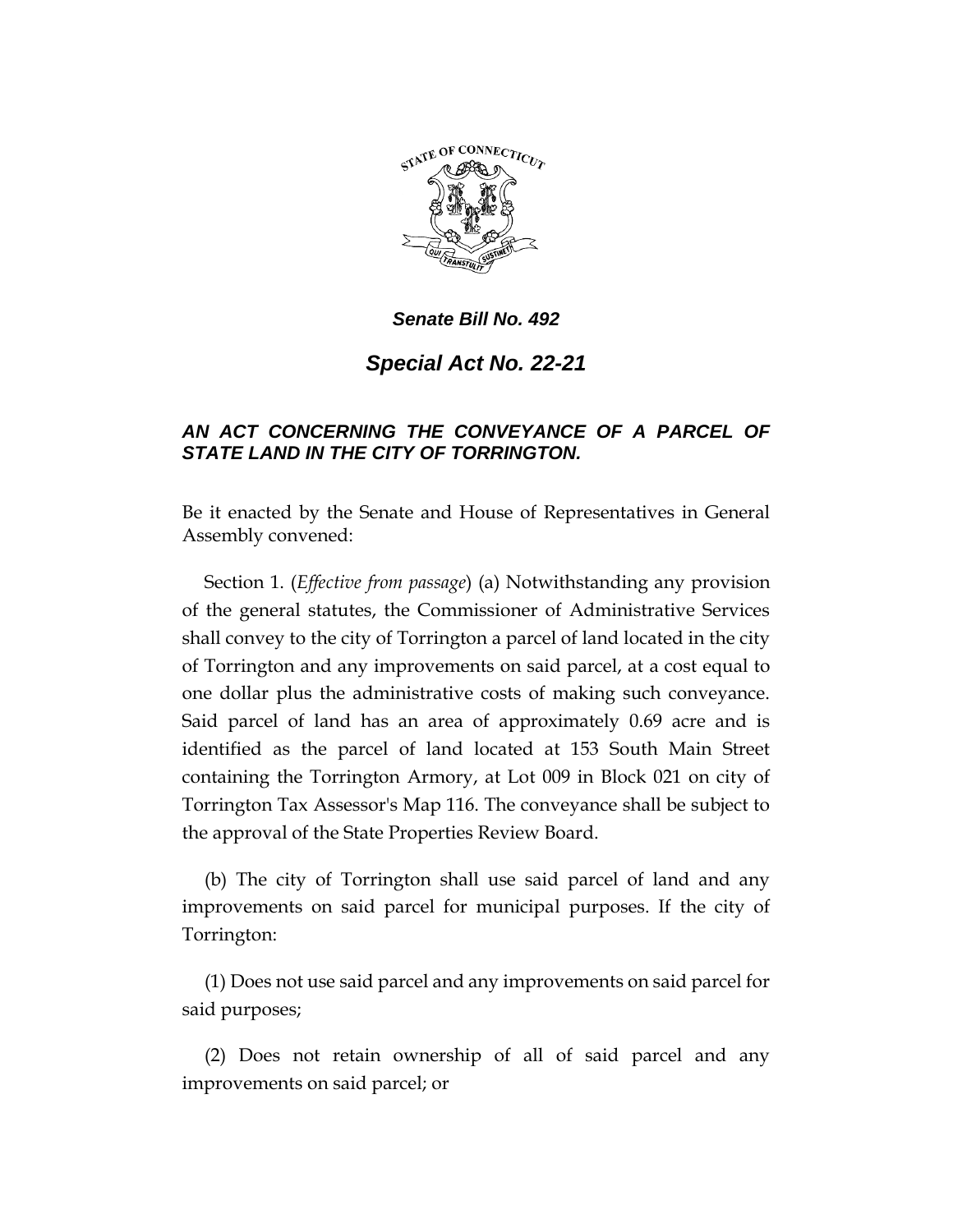***Senate Bill No. 492***

# *Special Act No. 22-21*

***AN ACT CONCERNING THE CONVEYANCE OF A PARCEL OF STATE LAND IN THE CITY OF TORRINGTON.***

Be it enacted by the Senate and House of Representatives in General Assembly convened:

Section 1. (*Effective from passage*) (a) Notwithstanding any provision of the general statutes, the Commissioner of Administrative Services shall convey to the city of Torrington a parcel of land located in the city of Torrington and any improvements on said parcel, at a cost equal to one dollar plus the administrative costs of making such conveyance. Said parcel of land has an area of approximately 0.69 acre and is identified as the parcel of land located at 153 South Main Street containing the Torrington Armory, at Lot 009 in Block 021 on city of Torrington Tax Assessor's Map 116. The conveyance shall be subject to the approval of the State Properties Review Board.

(b) The city of Torrington shall use said parcel of land and any improvements on said parcel for municipal purposes. If the city of Torrington:

(1) Does not use said parcel and any improvements on said parcel for said purposes;

(2) Does not retain ownership of all of said parcel and any improvements on said parcel; or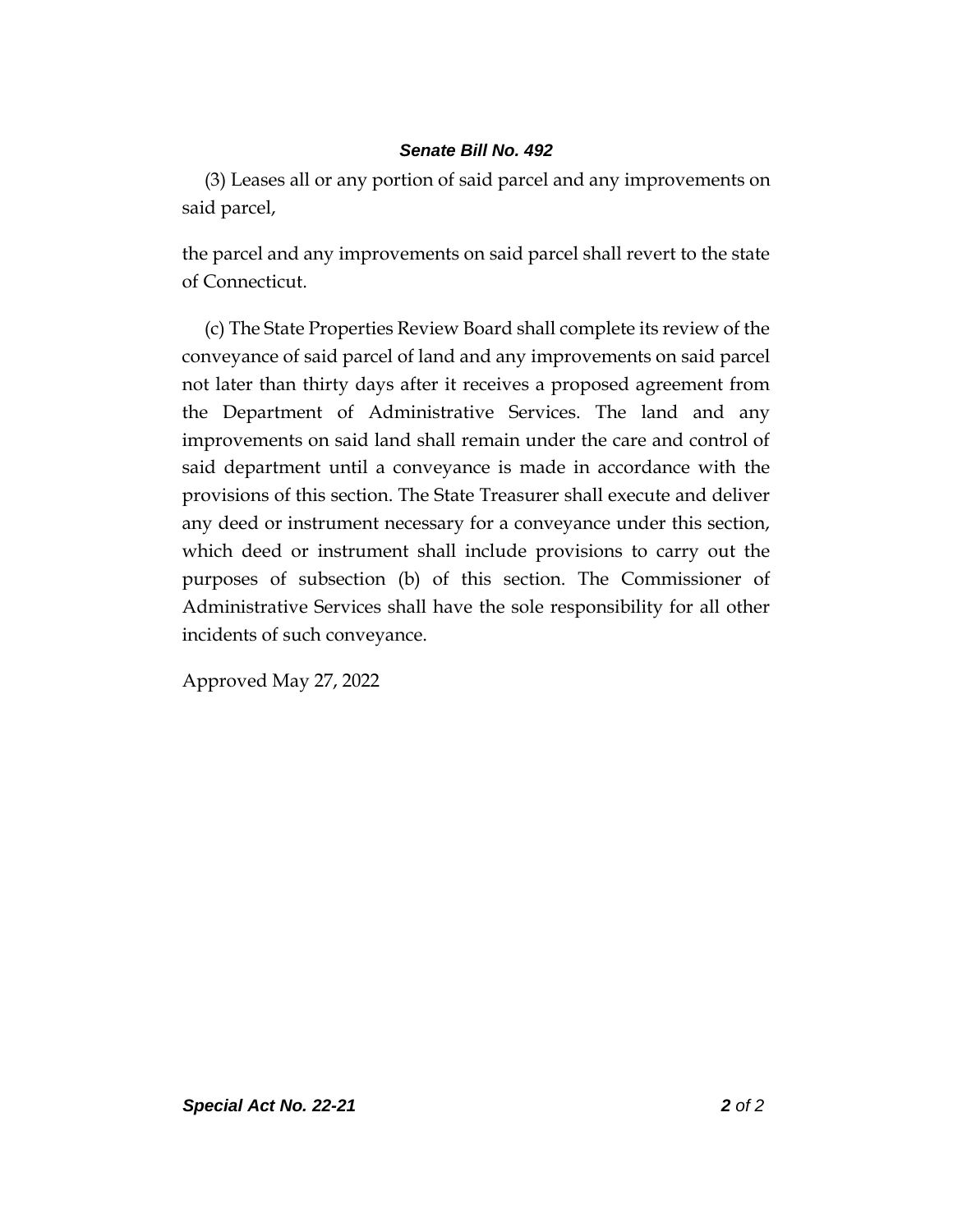(3) Leases all or any portion of said parcel and any improvements on said parcel,

the parcel and any improvements on said parcel shall revert to the state of Connecticut.

(c) The State Properties Review Board shall complete its review of the conveyance of said parcel of land and any improvements on said parcel not later than thirty days after it receives a proposed agreement from the Department of Administrative Services. The land and any improvements on said land shall remain under the care and control of said department until a conveyance is made in accordance with the provisions of this section. The State Treasurer shall execute and deliver any deed or instrument necessary for a conveyance under this section, which deed or instrument shall include provisions to carry out the purposes of subsection (b) of this section. The Commissioner of Administrative Services shall have the sole responsibility for all other incidents of such conveyance.

Approved May 27, 2022